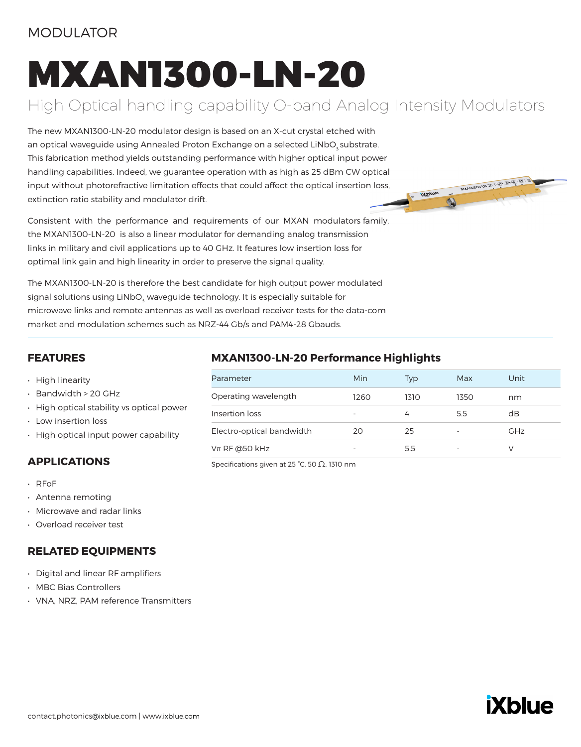MODULATOR

# MXAN1300-LN-20

## High Optical handling capability O-band Analog Intensity Modulators

The new MXAN1300-LN-20 modulator design is based on an X-cut crystal etched with an optical waveguide using Annealed Proton Exchange on a selected $LiNbO_3$ substrate. This fabrication method yields outstanding performance with higher optical input power handling capabilities. Indeed, we guarantee operation with as high as 25 dBm CW optical input without photorefractive limitation effects that could affect the optical insertion loss, extinction ratio stability and modulator drift.

Consistent with the performance and requirements of our MXAN modulators family, the MXAN1300-LN-20 is also a linear modulator for demanding analog transmission links in military and civil applications up to 40 GHz. It features low insertion loss for optimal link gain and high linearity in order to preserve the signal quality.

The MXAN1300-LN-20 is therefore the best candidate for high output power modulated signal solutions using $LiNbO_3$ waveguide technology. It is especially suitable for microwave links and remote antennas as well as overload receiver tests for the data-com market and modulation schemes such as NRZ-44 Gb/s and PAM4-28 Gbauds.

### FEATURES

- High linearity
- Bandwidth > 20 GHz
- High optical stability vs optical power
- Low insertion loss
- High optical input power capability

### APPLICATIONS

- RFoF
- Antenna remoting
- Microwave and radar links
- Overload receiver test

### RELATED EQUIPMENTS

- Digital and linear RF amplifiers
- MBC Bias Controllers
- VNA, NRZ, PAM reference Transmitters

### MXAN1300-LN-20 Performance Highlights

| Parameter | Min | Typ | Max | Unit |
|---|---|---|---|---|
| Operating wavelength | 1260 | 1310 | 1350 | nm |
| Insertion loss | - | 4 | 5.5 | dB |
| Electro-optical bandwidth | 20 | 25 | - | GHz |
| Vπ RF @50 kHz | - | 5.5 | - | V |

Specifications given at 25 °C, 50 Ω, 1310 nm

contact.photonics@ixblue.com | www.ixblue.com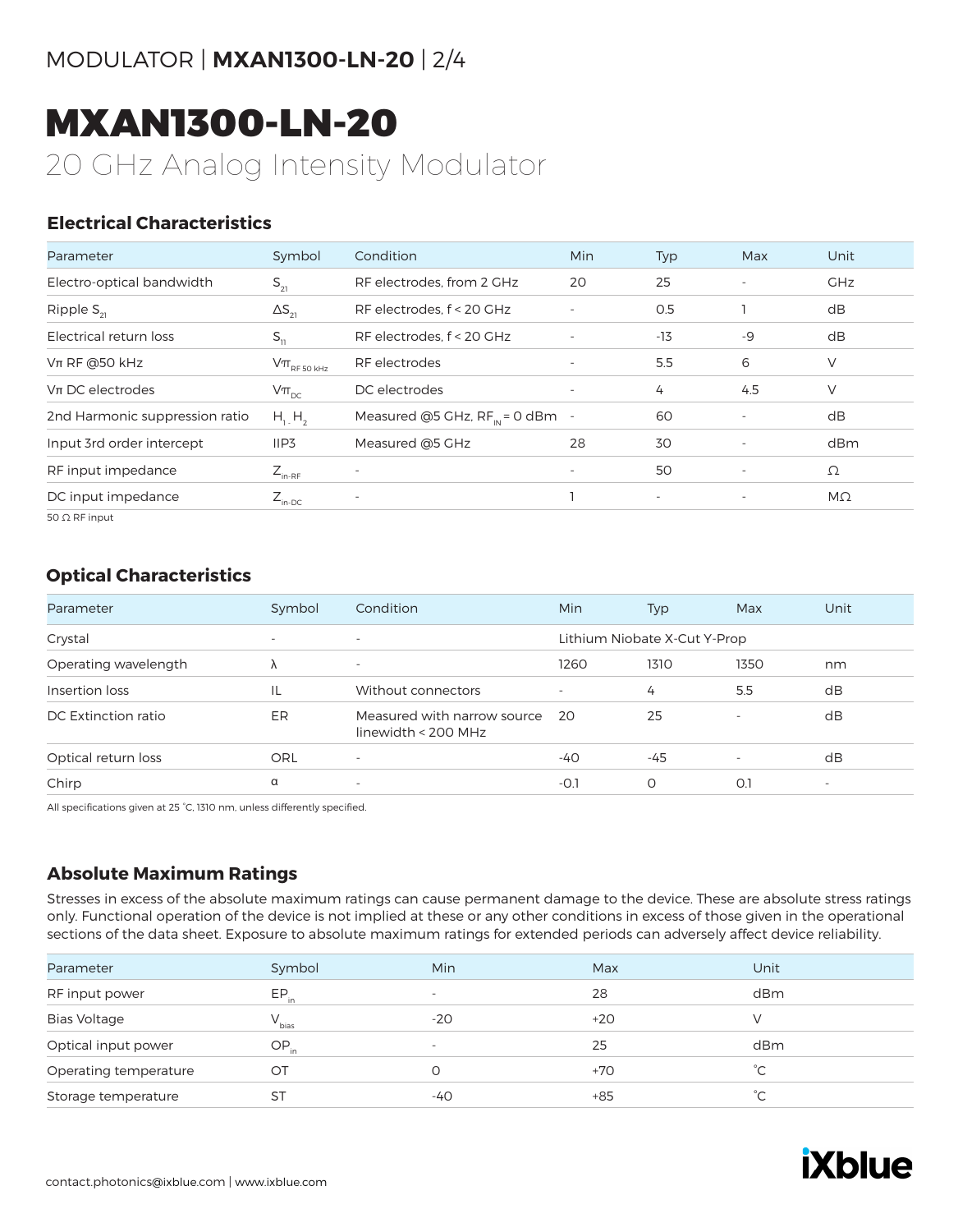# MXAN1300-LN-20

20 GHz Analog Intensity Modulator

## Electrical Characteristics

| Parameter | Symbol | Condition | Min | Typ | Max | Unit |
|---|---|---|---|---|---|---|
| Electro-optical bandwidth | $S_{21}$ | RF electrodes, from 2 GHz | 20 | 25 | - | GHz |
| Ripple $S_{21}$ | $\Delta S_{21}$ | RF electrodes, f < 20 GHz | - | 0.5 | 1 | dB |
| Electrical return loss | $S_{11}$ | RF electrodes, f < 20 GHz | - | -13 | -9 | dB |
| Vπ RF @50 kHz | $V\pi_{RF\ 50\ kHz}$ | RF electrodes | - | 5.5 | 6 | V |
| Vπ DC electrodes | $V\pi_{DC}$ | DC electrodes | - | 4 | 4.5 | V |
| 2nd Harmonic suppression ratio | $H_1 - H_2$ | Measured @5 GHz, $RF_{IN}$ = 0 dBm | - | 60 | - | dB |
| Input 3rd order intercept | IIP3 | Measured @5 GHz | 28 | 30 | - | dBm |
| RF input impedance | $Z_{in-RF}$ | - | - | 50 | - | Ω |
| DC input impedance | $Z_{in-DC}$ | - | 1 | - | - | MΩ |

50 Ω RF input

## Optical Characteristics

| Parameter | Symbol | Condition | Min | Typ | Max | Unit |
|---|---|---|---|---|---|---|
| Crystal | - | - | Lithium Niobate X-Cut Y-Prop | | | |
| Operating wavelength | λ | - | 1260 | 1310 | 1350 | nm |
| Insertion loss | IL | Without connectors | - | 4 | 5.5 | dB |
| DC Extinction ratio | ER | Measured with narrow source linewidth < 200 MHz | 20 | 25 | - | dB |
| Optical return loss | ORL | - | -40 | -45 | - | dB |
| Chirp | α | - | -0.1 | 0 | 0.1 | - |

All specifications given at 25 °C, 1310 nm, unless differently specified.

## Absolute Maximum Ratings

Stresses in excess of the absolute maximum ratings can cause permanent damage to the device. These are absolute stress ratings only. Functional operation of the device is not implied at these or any other conditions in excess of those given in the operational sections of the data sheet. Exposure to absolute maximum ratings for extended periods can adversely affect device reliability.

| Parameter | Symbol | Min | Max | Unit |
|---|---|---|---|---|
| RF input power | $EP_{in}$ | - | 28 | dBm |
| Bias Voltage | $V_{bias}$ | -20 | +20 | V |
| Optical input power | $OP_{in}$ | - | 25 | dBm |
| Operating temperature | OT | 0 | +70 | °C |
| Storage temperature | ST | -40 | +85 | °C |

contact.photonics@ixblue.com | www.ixblue.com

iXblue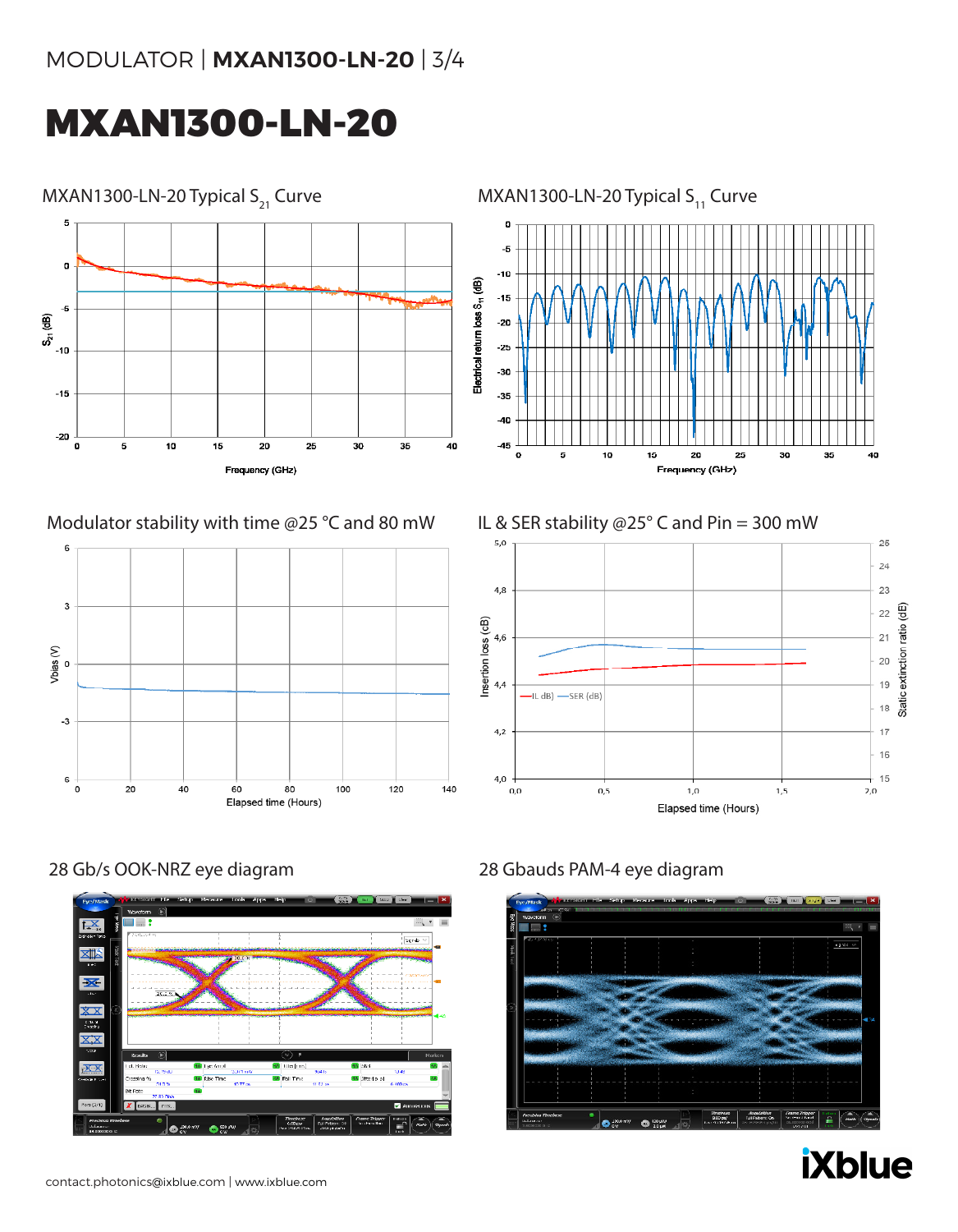# MXAN1300-LN-20

### MXAN1300-LN-20 Typical $S_{21}$ Curve

### MXAN1300-LN-20 Typical $S_{11}$ Curve

### Modulator stability with time @25 °C and 80 mW

### IL & SER stability @25° C and Pin = 300 mW

### 28 Gb/s OOK-NRZ eye diagram

### 28 Gbauds PAM-4 eye diagram

contact.photonics@ixblue.com | www.ixblue.com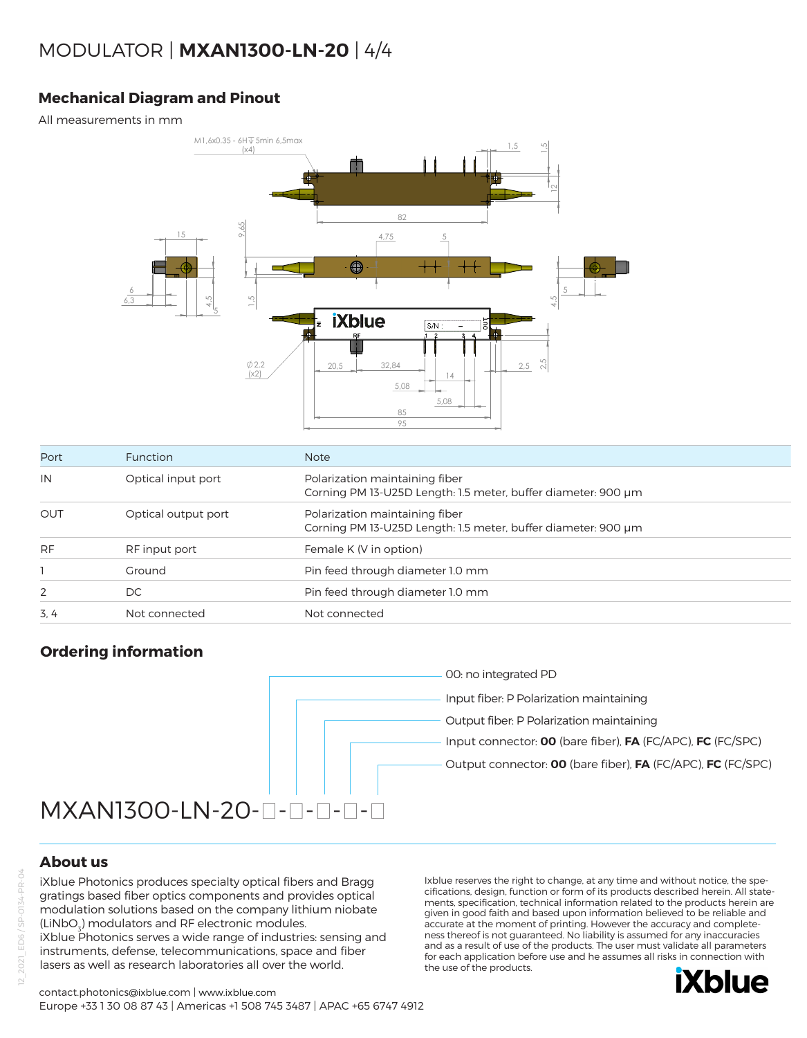## Mechanical Diagram and Pinout

All measurements in mm

M1,6x0.35 - 6H ⧩ 5min 6,5max (x4)
1,5
1,5
12
82
15
9,65
4,75
5
6
6,3
4,5
5
1,5
4,5
5
IN
iXblue
S/N : –
OUT
RF
1 2 3 4
Ø 2,2 (x2)
20,5
32,84
14
5,08
5,08
2,5
2,5
85
95

| Port | Function | Note |
|---|---|---|
| IN | Optical input port | Polarization maintaining fiber<br>Corning PM 13-U25D Length: 1.5 meter, buffer diameter: 900 µm |
| OUT | Optical output port | Polarization maintaining fiber<br>Corning PM 13-U25D Length: 1.5 meter, buffer diameter: 900 µm |
| RF | RF input port | Female K (V in option) |
| 1 | Ground | Pin feed through diameter 1.0 mm |
| 2 | DC | Pin feed through diameter 1.0 mm |
| 3, 4 | Not connected | Not connected |

## Ordering information

MXAN1300-LN-20-□-□-□-□-□

- 00: no integrated PD
- Input fiber: P Polarization maintaining
- Output fiber: P Polarization maintaining
- Input connector: **00** (bare fiber), **FA** (FC/APC), **FC** (FC/SPC)
- Output connector: **00** (bare fiber), **FA** (FC/APC), **FC** (FC/SPC)

## About us

iXblue Photonics produces specialty optical fibers and Bragg gratings based fiber optics components and provides optical modulation solutions based on the company lithium niobate ($LiNbO_3$) modulators and RF electronic modules.
iXblue Photonics serves a wide range of industries: sensing and instruments, defense, telecommunications, space and fiber lasers as well as research laboratories all over the world.

contact.photonics@ixblue.com | www.ixblue.com
Europe +33 1 30 08 87 43 | Americas +1 508 745 3487 | APAC +65 6747 4912

Ixblue reserves the right to change, at any time and without notice, the specifications, design, function or form of its products described herein. All statements, specification, technical information related to the products herein are given in good faith and based upon information believed to be reliable and accurate at the moment of printing. However the accuracy and completeness thereof is not guaranteed. No liability is assumed for any inaccuracies and as a result of use of the products. The user must validate all parameters for each application before use and he assumes all risks in connection with the use of the products.

12_2021_ED6 / SP-0134-PR-04